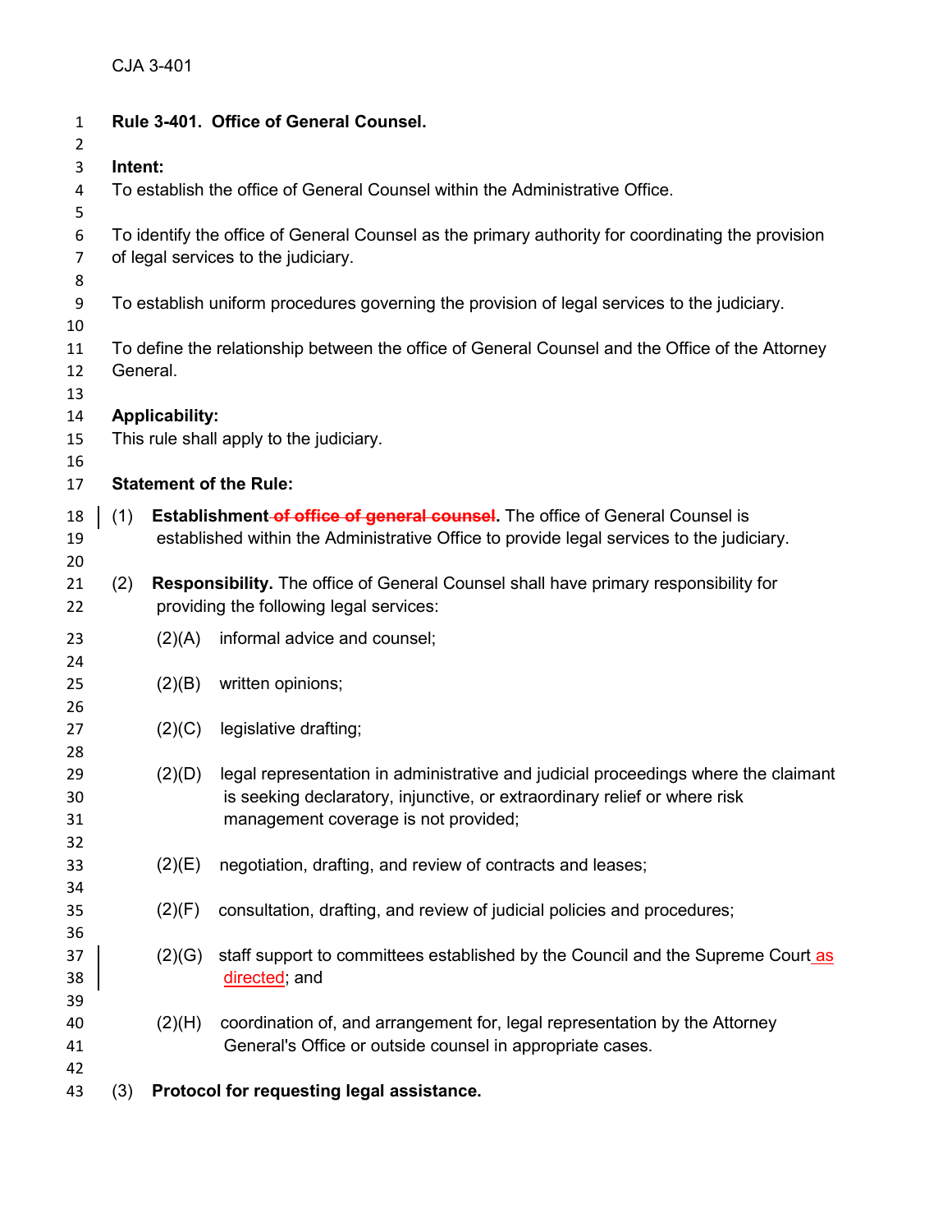CJA 3-401

**Rule 3-401. Office of General Counsel.**

**Intent:**

To establish the office of General Counsel within the Administrative Office.

To identify the office of General Counsel as the primary authority for coordinating the provision of legal services to the judiciary.

To establish uniform procedures governing the provision of legal services to the judiciary.

To define the relationship between the office of General Counsel and the Office of the Attorney General.

**Applicability:**

This rule shall apply to the judiciary.

**Statement of the Rule:**

(1) **Establishment ~~of office of general counsel~~.** The office of General Counsel is established within the Administrative Office to provide legal services to the judiciary.

(2) **Responsibility.** The office of General Counsel shall have primary responsibility for providing the following legal services:

(2)(A) informal advice and counsel;

(2)(B) written opinions;

(2)(C) legislative drafting;

(2)(D) legal representation in administrative and judicial proceedings where the claimant is seeking declaratory, injunctive, or extraordinary relief or where risk management coverage is not provided;

(2)(E) negotiation, drafting, and review of contracts and leases;

(2)(F) consultation, drafting, and review of judicial policies and procedures;

(2)(G) staff support to committees established by the Council and the Supreme Court as directed; and

(2)(H) coordination of, and arrangement for, legal representation by the Attorney General's Office or outside counsel in appropriate cases.

(3) **Protocol for requesting legal assistance.**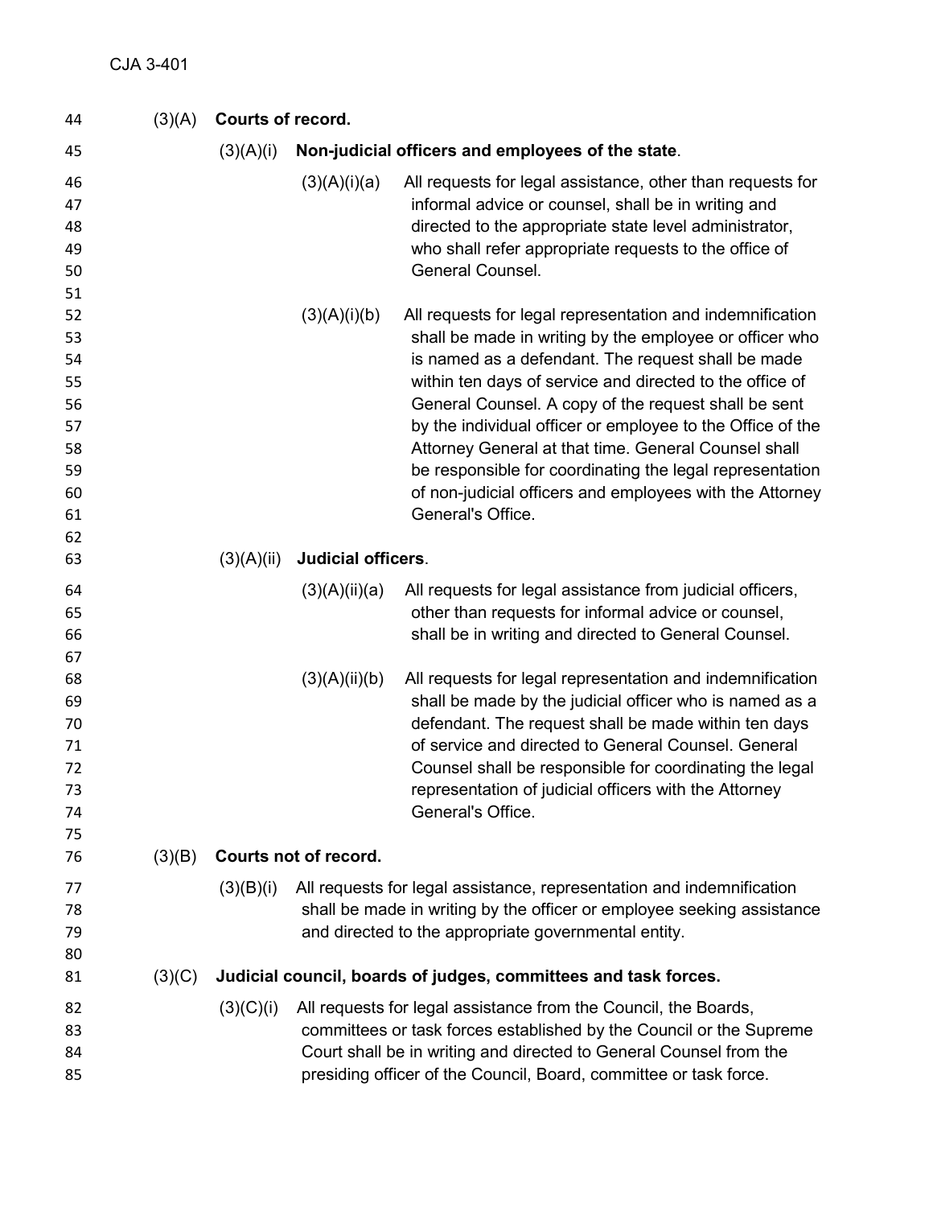(3)(A) **Courts of record.**

(3)(A)(i) **Non-judicial officers and employees of the state**.

(3)(A)(i)(a) All requests for legal assistance, other than requests for informal advice or counsel, shall be in writing and directed to the appropriate state level administrator, who shall refer appropriate requests to the office of General Counsel.

(3)(A)(i)(b) All requests for legal representation and indemnification shall be made in writing by the employee or officer who is named as a defendant. The request shall be made within ten days of service and directed to the office of General Counsel. A copy of the request shall be sent by the individual officer or employee to the Office of the Attorney General at that time. General Counsel shall be responsible for coordinating the legal representation of non-judicial officers and employees with the Attorney General's Office.

(3)(A)(ii) **Judicial officers**.

(3)(A)(ii)(a) All requests for legal assistance from judicial officers, other than requests for informal advice or counsel, shall be in writing and directed to General Counsel.

(3)(A)(ii)(b) All requests for legal representation and indemnification shall be made by the judicial officer who is named as a defendant. The request shall be made within ten days of service and directed to General Counsel. General Counsel shall be responsible for coordinating the legal representation of judicial officers with the Attorney General's Office.

(3)(B) **Courts not of record.**

(3)(B)(i) All requests for legal assistance, representation and indemnification shall be made in writing by the officer or employee seeking assistance and directed to the appropriate governmental entity.

(3)(C) **Judicial council, boards of judges, committees and task forces.**

(3)(C)(i) All requests for legal assistance from the Council, the Boards, committees or task forces established by the Council or the Supreme Court shall be in writing and directed to General Counsel from the presiding officer of the Council, Board, committee or task force.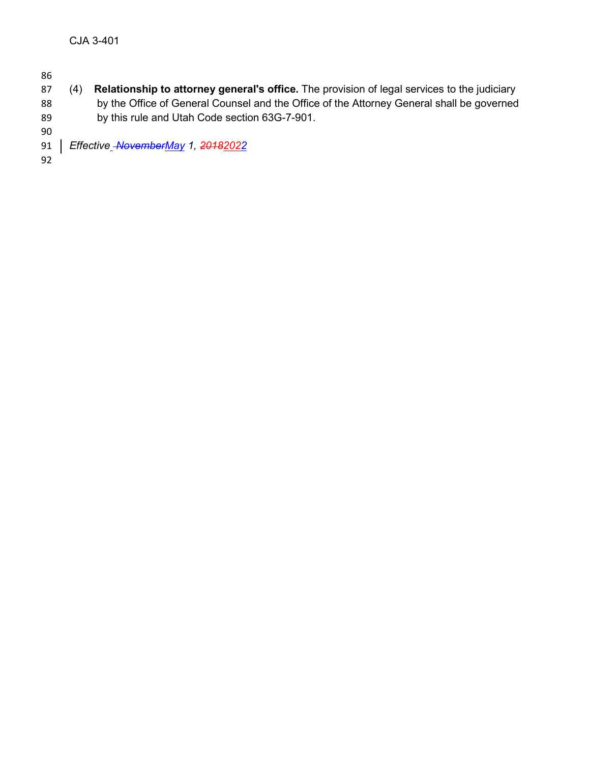(4) **Relationship to attorney general's office.** The provision of legal services to the judiciary by the Office of General Counsel and the Office of the Attorney General shall be governed by this rule and Utah Code section 63G-7-901.

*Effective ~~November~~May 1, ~~2018~~2022*